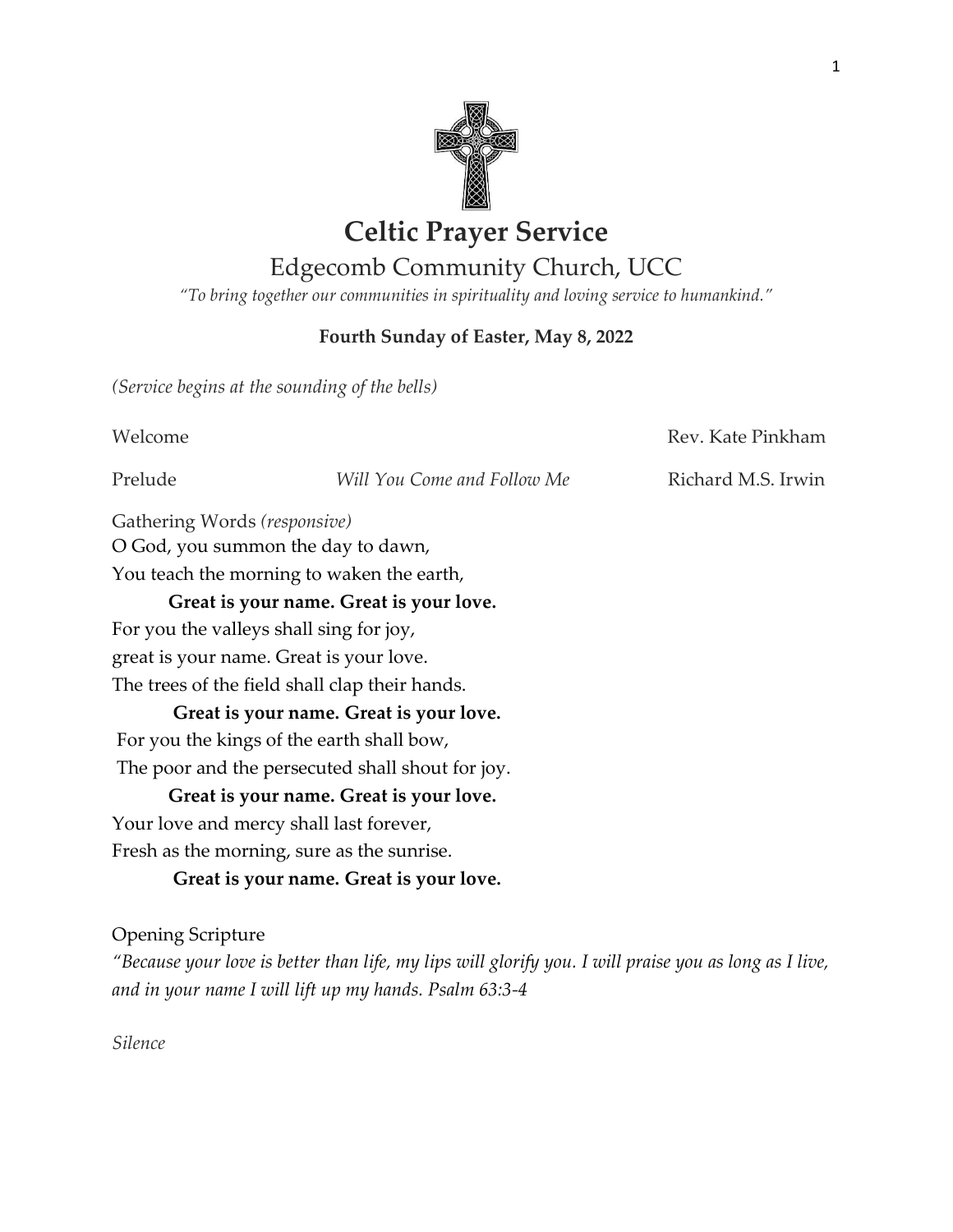# Celtic Prayer Service

## Edgecomb Community Church, UCC

*"To bring together our communities in spirituality and loving service to humankind."*

**Fourth Sunday of Easter, May 8, 2022**

*(Service begins at the sounding of the bells)*

Welcome — Rev. Kate Pinkham

Prelude — *Will You Come and Follow Me* — Richard M.S. Irwin

Gathering Words *(responsive)*

O God, you summon the day to dawn,
You teach the morning to waken the earth,

**Great is your name. Great is your love.**

For you the valleys shall sing for joy,
great is your name. Great is your love.
The trees of the field shall clap their hands.

**Great is your name. Great is your love.**

For you the kings of the earth shall bow,
The poor and the persecuted shall shout for joy.

**Great is your name. Great is your love.**

Your love and mercy shall last forever,
Fresh as the morning, sure as the sunrise.

**Great is your name. Great is your love.**

Opening Scripture

*"Because your love is better than life, my lips will glorify you. I will praise you as long as I live, and in your name I will lift up my hands. Psalm 63:3-4*

*Silence*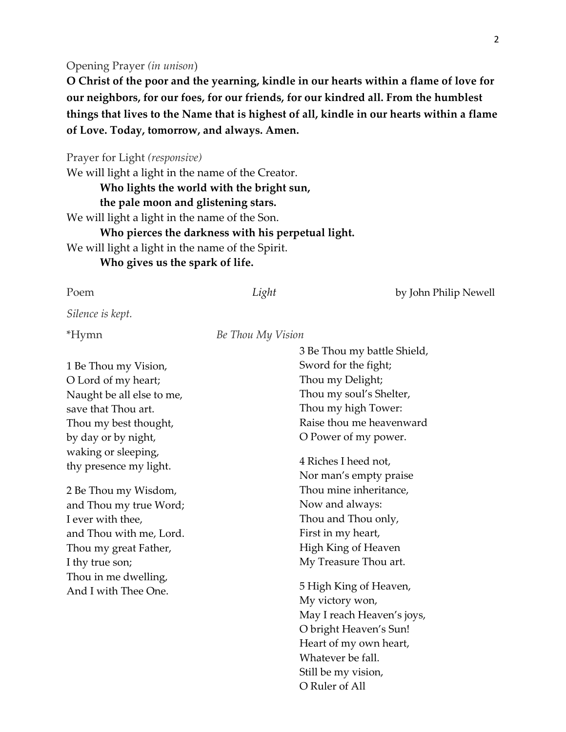Opening Prayer *(in unison)*

**O Christ of the poor and the yearning, kindle in our hearts within a flame of love for our neighbors, for our foes, for our friends, for our kindred all. From the humblest things that lives to the Name that is highest of all, kindle in our hearts within a flame of Love. Today, tomorrow, and always. Amen.**

Prayer for Light *(responsive)*

We will light a light in the name of the Creator.
> **Who lights the world with the bright sun,**
> **the pale moon and glistening stars.**

We will light a light in the name of the Son.
> **Who pierces the darkness with his perpetual light.**

We will light a light in the name of the Spirit.
> **Who gives us the spark of life.**

Poem *Light* by John Philip Newell

*Silence is kept.*

*Hymn *Be Thou My Vision*

1 Be Thou my Vision,
O Lord of my heart;
Naught be all else to me,
save that Thou art.
Thou my best thought,
by day or by night,
waking or sleeping,
thy presence my light.

2 Be Thou my Wisdom,
and Thou my true Word;
I ever with thee,
and Thou with me, Lord.
Thou my great Father,
I thy true son;
Thou in me dwelling,
And I with Thee One.

3 Be Thou my battle Shield,
Sword for the fight;
Thou my Delight;
Thou my soul's Shelter,
Thou my high Tower:
Raise thou me heavenward
O Power of my power.

4 Riches I heed not,
Nor man's empty praise
Thou mine inheritance,
Now and always:
Thou and Thou only,
First in my heart,
High King of Heaven
My Treasure Thou art.

5 High King of Heaven,
My victory won,
May I reach Heaven's joys,
O bright Heaven's Sun!
Heart of my own heart,
Whatever be fall.
Still be my vision,
O Ruler of All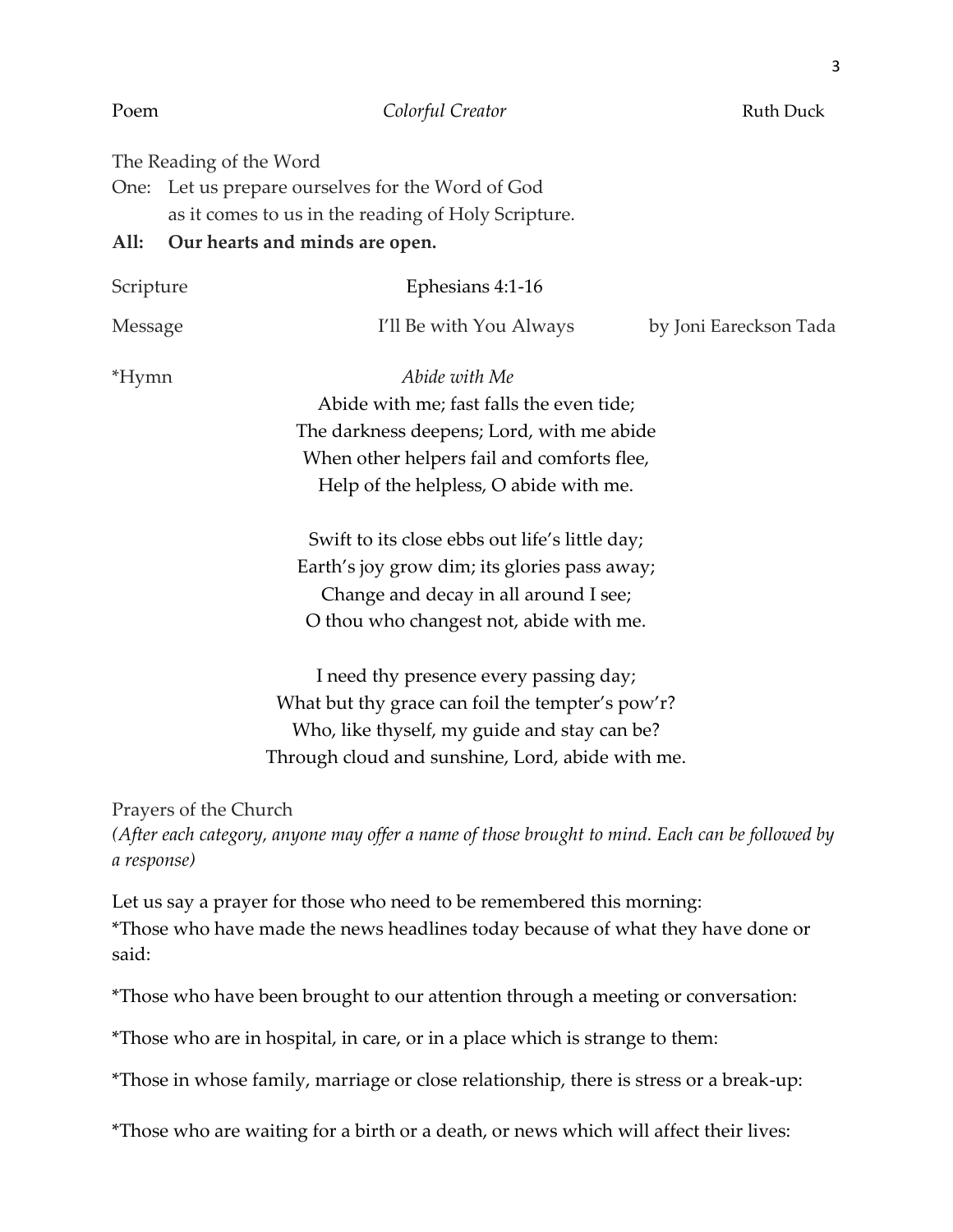Poem *Colorful Creator* Ruth Duck

The Reading of the Word

One: Let us prepare ourselves for the Word of God
as it comes to us in the reading of Holy Scripture.

**All: Our hearts and minds are open.**

Scripture Ephesians 4:1-16

Message I'll Be with You Always by Joni Eareckson Tada

*Hymn *Abide with Me*

Abide with me; fast falls the even tide;
The darkness deepens; Lord, with me abide
When other helpers fail and comforts flee,
Help of the helpless, O abide with me.

Swift to its close ebbs out life's little day;
Earth's joy grow dim; its glories pass away;
Change and decay in all around I see;
O thou who changest not, abide with me.

I need thy presence every passing day;
What but thy grace can foil the tempter's pow'r?
Who, like thyself, my guide and stay can be?
Through cloud and sunshine, Lord, abide with me.

Prayers of the Church

*(After each category, anyone may offer a name of those brought to mind. Each can be followed by a response)*

Let us say a prayer for those who need to be remembered this morning:

*Those who have made the news headlines today because of what they have done or said:

*Those who have been brought to our attention through a meeting or conversation:

*Those who are in hospital, in care, or in a place which is strange to them:

*Those in whose family, marriage or close relationship, there is stress or a break-up:

*Those who are waiting for a birth or a death, or news which will affect their lives: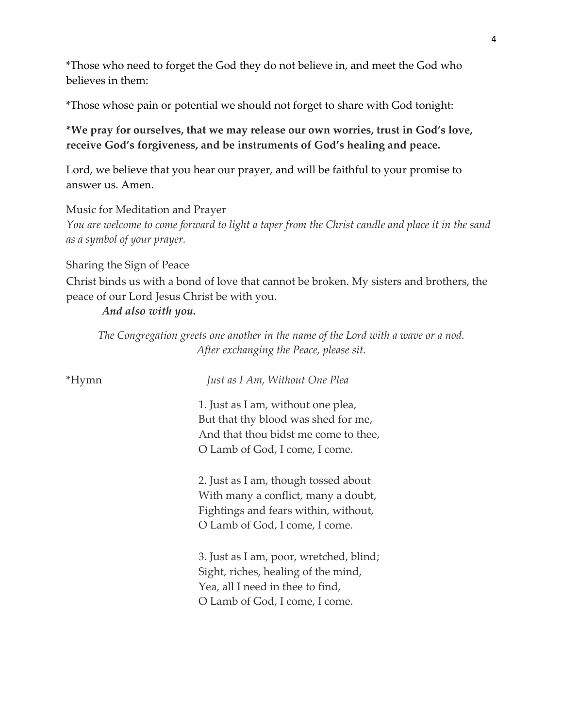*Those who need to forget the God they do not believe in, and meet the God who believes in them:

*Those whose pain or potential we should not forget to share with God tonight:

**\*We pray for ourselves, that we may release our own worries, trust in God's love, receive God's forgiveness, and be instruments of God's healing and peace.**

Lord, we believe that you hear our prayer, and will be faithful to your promise to answer us. Amen.

Music for Meditation and Prayer

*You are welcome to come forward to light a taper from the Christ candle and place it in the sand as a symbol of your prayer.*

Sharing the Sign of Peace

Christ binds us with a bond of love that cannot be broken. My sisters and brothers, the peace of our Lord Jesus Christ be with you.

***And also with you.***

*The Congregation greets one another in the name of the Lord with a wave or a nod. After exchanging the Peace, please sit.*

*Hymn *Just as I Am, Without One Plea*

1. Just as I am, without one plea,
But that thy blood was shed for me,
And that thou bidst me come to thee,
O Lamb of God, I come, I come.

2. Just as I am, though tossed about
With many a conflict, many a doubt,
Fightings and fears within, without,
O Lamb of God, I come, I come.

3. Just as I am, poor, wretched, blind;
Sight, riches, healing of the mind,
Yea, all I need in thee to find,
O Lamb of God, I come, I come.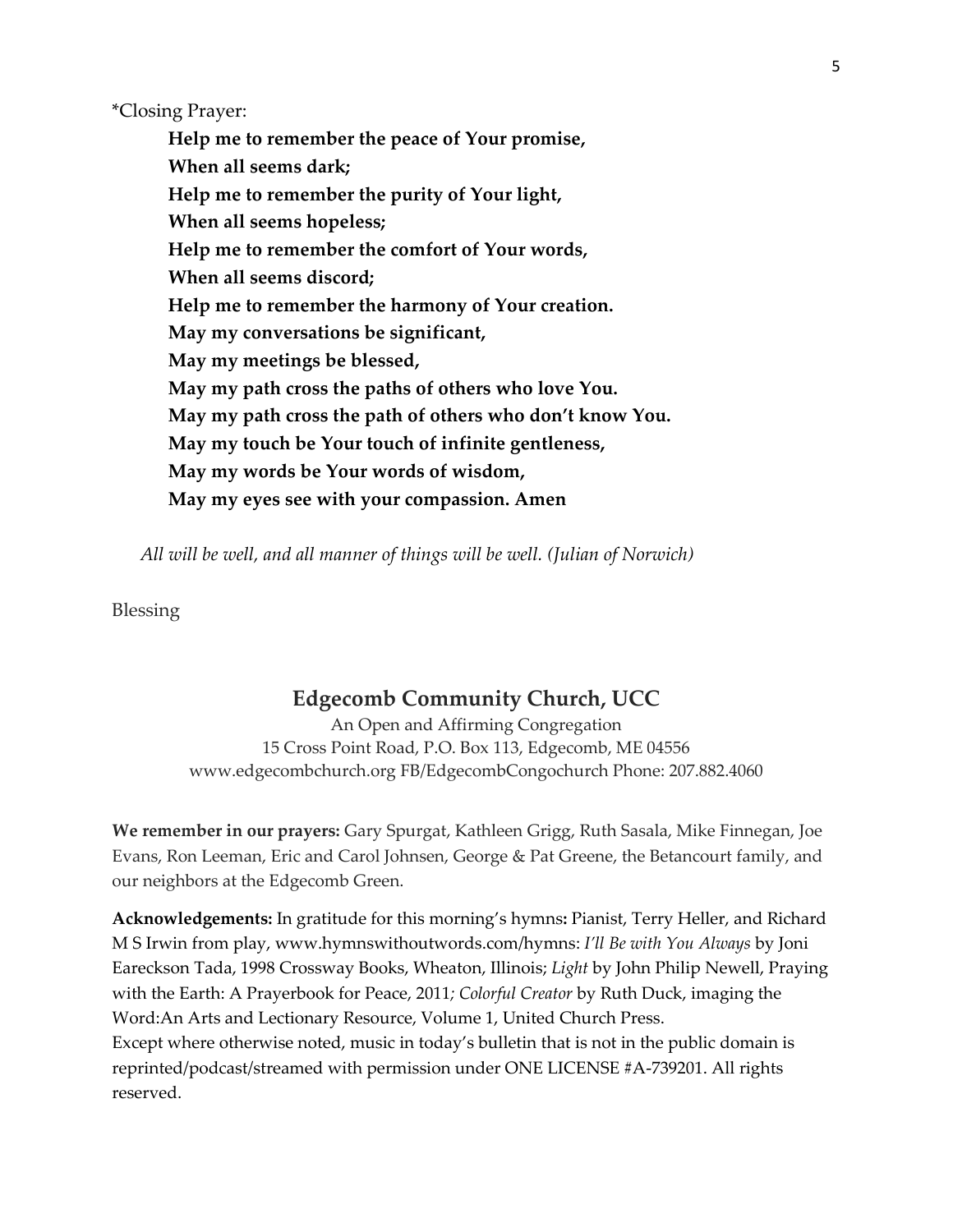*Closing Prayer:

**Help me to remember the peace of Your promise,**
**When all seems dark;**
**Help me to remember the purity of Your light,**
**When all seems hopeless;**
**Help me to remember the comfort of Your words,**
**When all seems discord;**
**Help me to remember the harmony of Your creation.**
**May my conversations be significant,**
**May my meetings be blessed,**
**May my path cross the paths of others who love You.**
**May my path cross the path of others who don't know You.**
**May my touch be Your touch of infinite gentleness,**
**May my words be Your words of wisdom,**
**May my eyes see with your compassion. Amen**

*All will be well, and all manner of things will be well. (Julian of Norwich)*

Blessing

## Edgecomb Community Church, UCC

An Open and Affirming Congregation
15 Cross Point Road, P.O. Box 113, Edgecomb, ME 04556
www.edgecombchurch.org FB/EdgecombCongochurch Phone: 207.882.4060

**We remember in our prayers:** Gary Spurgat, Kathleen Grigg, Ruth Sasala, Mike Finnegan, Joe Evans, Ron Leeman, Eric and Carol Johnsen, George & Pat Greene, the Betancourt family, and our neighbors at the Edgecomb Green.

**Acknowledgements:** In gratitude for this morning's hymns**:** Pianist, Terry Heller, and Richard M S Irwin from play, www.hymnswithoutwords.com/hymns: *I'll Be with You Always* by Joni Eareckson Tada, 1998 Crossway Books, Wheaton, Illinois; *Light* by John Philip Newell, Praying with the Earth: A Prayerbook for Peace, 2011*; Colorful Creator* by Ruth Duck, imaging the Word:An Arts and Lectionary Resource, Volume 1, United Church Press.
Except where otherwise noted, music in today's bulletin that is not in the public domain is reprinted/podcast/streamed with permission under ONE LICENSE #A-739201. All rights reserved.